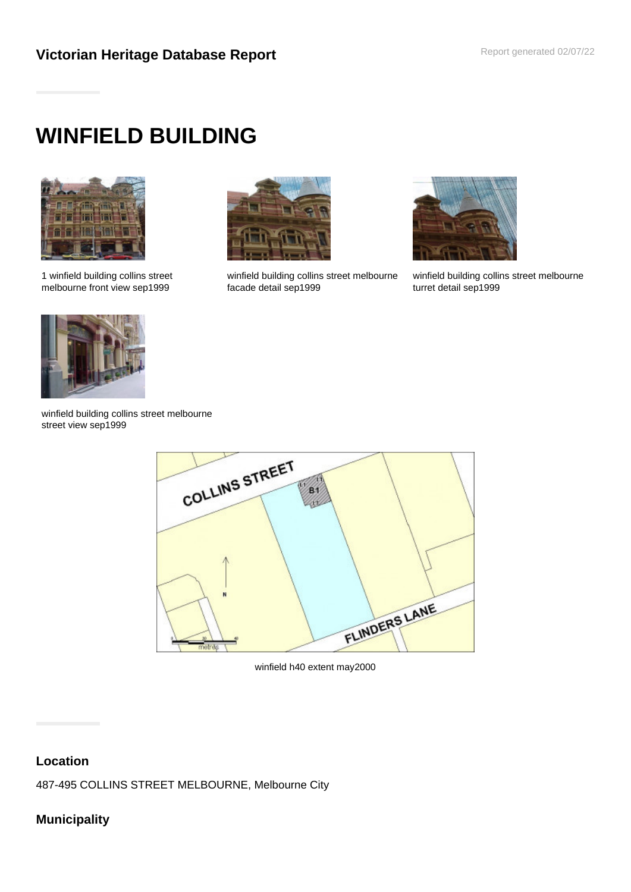## Victorian Heritage Database Report

# WINFIELD BUILDING

1 winfield building collins street melbourne front view sep1999

winfield building collins street melbourne facade detail sep1999

winfield building collins street melbourne turret detail sep1999

winfield building collins street melbourne street view sep1999

winfield h40 extent may2000

### Location

487-495 COLLINS STREET MELBOURNE, Melbourne City

### Municipality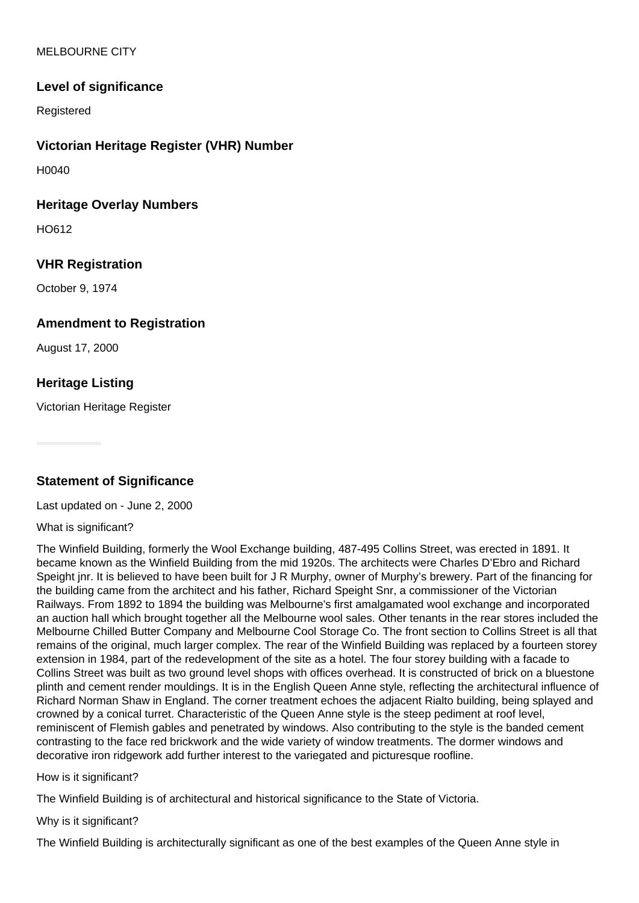MELBOURNE CITY

### Level of significance

Registered

### Victorian Heritage Register (VHR) Number

H0040

### Heritage Overlay Numbers

HO612

### VHR Registration

October 9, 1974

### Amendment to Registration

August 17, 2000

### Heritage Listing

Victorian Heritage Register

### Statement of Significance

Last updated on - June 2, 2000

What is significant?

The Winfield Building, formerly the Wool Exchange building, 487-495 Collins Street, was erected in 1891. It became known as the Winfield Building from the mid 1920s. The architects were Charles D'Ebro and Richard Speight jnr. It is believed to have been built for J R Murphy, owner of Murphy's brewery. Part of the financing for the building came from the architect and his father, Richard Speight Snr, a commissioner of the Victorian Railways. From 1892 to 1894 the building was Melbourne's first amalgamated wool exchange and incorporated an auction hall which brought together all the Melbourne wool sales. Other tenants in the rear stores included the Melbourne Chilled Butter Company and Melbourne Cool Storage Co. The front section to Collins Street is all that remains of the original, much larger complex. The rear of the Winfield Building was replaced by a fourteen storey extension in 1984, part of the redevelopment of the site as a hotel. The four storey building with a facade to Collins Street was built as two ground level shops with offices overhead. It is constructed of brick on a bluestone plinth and cement render mouldings. It is in the English Queen Anne style, reflecting the architectural influence of Richard Norman Shaw in England. The corner treatment echoes the adjacent Rialto building, being splayed and crowned by a conical turret. Characteristic of the Queen Anne style is the steep pediment at roof level, reminiscent of Flemish gables and penetrated by windows. Also contributing to the style is the banded cement contrasting to the face red brickwork and the wide variety of window treatments. The dormer windows and decorative iron ridgework add further interest to the variegated and picturesque roofline.

How is it significant?

The Winfield Building is of architectural and historical significance to the State of Victoria.

Why is it significant?

The Winfield Building is architecturally significant as one of the best examples of the Queen Anne style in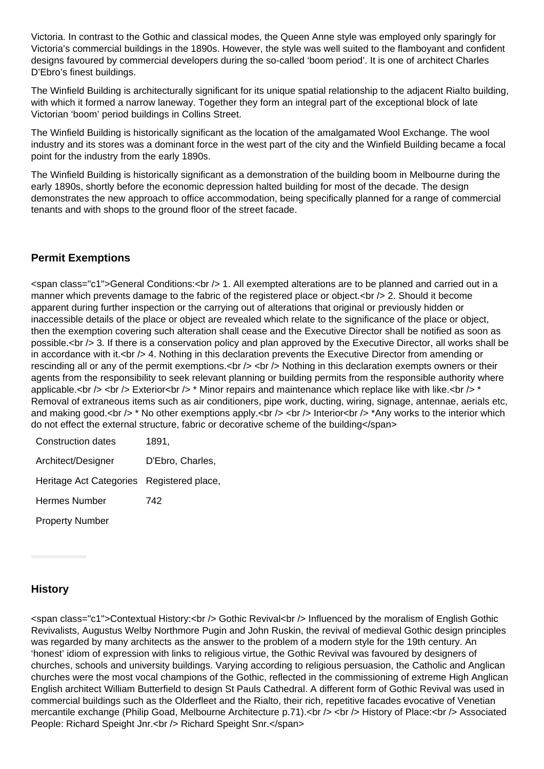Victoria. In contrast to the Gothic and classical modes, the Queen Anne style was employed only sparingly for Victoria's commercial buildings in the 1890s. However, the style was well suited to the flamboyant and confident designs favoured by commercial developers during the so-called 'boom period'. It is one of architect Charles D'Ebro's finest buildings.

The Winfield Building is architecturally significant for its unique spatial relationship to the adjacent Rialto building, with which it formed a narrow laneway. Together they form an integral part of the exceptional block of late Victorian 'boom' period buildings in Collins Street.

The Winfield Building is historically significant as the location of the amalgamated Wool Exchange. The wool industry and its stores was a dominant force in the west part of the city and the Winfield Building became a focal point for the industry from the early 1890s.

The Winfield Building is historically significant as a demonstration of the building boom in Melbourne during the early 1890s, shortly before the economic depression halted building for most of the decade. The design demonstrates the new approach to office accommodation, being specifically planned for a range of commercial tenants and with shops to the ground floor of the street facade.

## Permit Exemptions

<span class="c1">General Conditions:<br /> 1. All exempted alterations are to be planned and carried out in a manner which prevents damage to the fabric of the registered place or object.<br /> 2. Should it become apparent during further inspection or the carrying out of alterations that original or previously hidden or inaccessible details of the place or object are revealed which relate to the significance of the place or object, then the exemption covering such alteration shall cease and the Executive Director shall be notified as soon as possible.<br /> 3. If there is a conservation policy and plan approved by the Executive Director, all works shall be in accordance with it.<br /> 4. Nothing in this declaration prevents the Executive Director from amending or rescinding all or any of the permit exemptions.<br /> <br /> Nothing in this declaration exempts owners or their agents from the responsibility to seek relevant planning or building permits from the responsible authority where applicable.<br /> <br /> Exterior<br /> * Minor repairs and maintenance which replace like with like.<br /> * Removal of extraneous items such as air conditioners, pipe work, ducting, wiring, signage, antennae, aerials etc, and making good.<br /> * No other exemptions apply.<br /> <br /> Interior<br /> *Any works to the interior which do not effect the external structure, fabric or decorative scheme of the building</span>

| | |
|---|---|
| Construction dates | 1891, |
| Architect/Designer | D'Ebro, Charles, |
| Heritage Act Categories | Registered place, |
| Hermes Number | 742 |
| Property Number | |

## History

<span class="c1">Contextual History:<br /> Gothic Revival<br /> Influenced by the moralism of English Gothic Revivalists, Augustus Welby Northmore Pugin and John Ruskin, the revival of medieval Gothic design principles was regarded by many architects as the answer to the problem of a modern style for the 19th century. An 'honest' idiom of expression with links to religious virtue, the Gothic Revival was favoured by designers of churches, schools and university buildings. Varying according to religious persuasion, the Catholic and Anglican churches were the most vocal champions of the Gothic, reflected in the commissioning of extreme High Anglican English architect William Butterfield to design St Pauls Cathedral. A different form of Gothic Revival was used in commercial buildings such as the Olderfleet and the Rialto, their rich, repetitive facades evocative of Venetian mercantile exchange (Philip Goad, Melbourne Architecture p.71).<br /> <br /> History of Place:<br /> Associated People: Richard Speight Jnr.<br /> Richard Speight Snr.</span>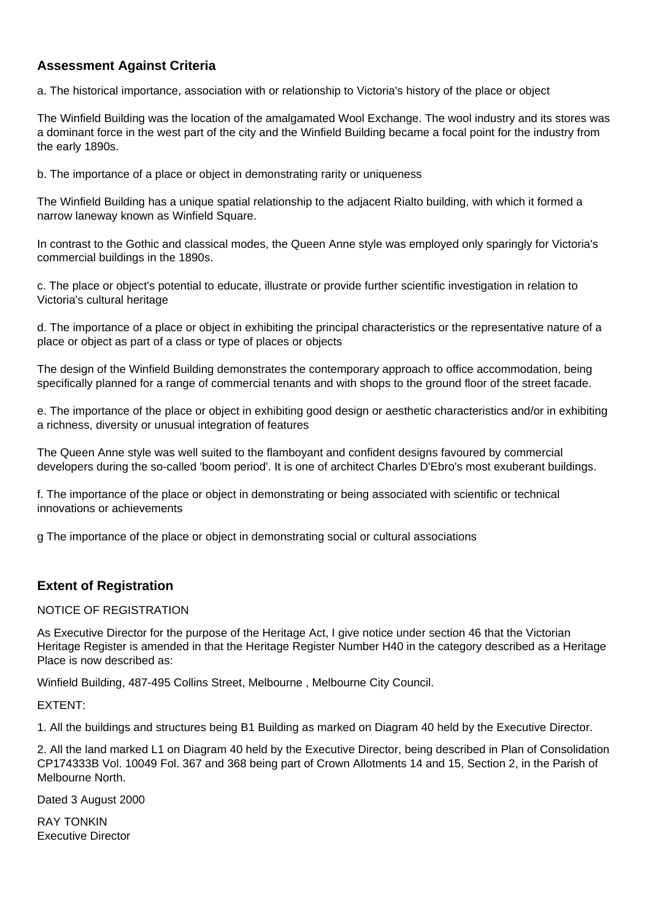## Assessment Against Criteria

a. The historical importance, association with or relationship to Victoria's history of the place or object

The Winfield Building was the location of the amalgamated Wool Exchange. The wool industry and its stores was a dominant force in the west part of the city and the Winfield Building became a focal point for the industry from the early 1890s.

b. The importance of a place or object in demonstrating rarity or uniqueness

The Winfield Building has a unique spatial relationship to the adjacent Rialto building, with which it formed a narrow laneway known as Winfield Square.

In contrast to the Gothic and classical modes, the Queen Anne style was employed only sparingly for Victoria's commercial buildings in the 1890s.

c. The place or object's potential to educate, illustrate or provide further scientific investigation in relation to Victoria's cultural heritage

d. The importance of a place or object in exhibiting the principal characteristics or the representative nature of a place or object as part of a class or type of places or objects

The design of the Winfield Building demonstrates the contemporary approach to office accommodation, being specifically planned for a range of commercial tenants and with shops to the ground floor of the street facade.

e. The importance of the place or object in exhibiting good design or aesthetic characteristics and/or in exhibiting a richness, diversity or unusual integration of features

The Queen Anne style was well suited to the flamboyant and confident designs favoured by commercial developers during the so-called 'boom period'. It is one of architect Charles D'Ebro's most exuberant buildings.

f. The importance of the place or object in demonstrating or being associated with scientific or technical innovations or achievements

g The importance of the place or object in demonstrating social or cultural associations

## Extent of Registration

NOTICE OF REGISTRATION

As Executive Director for the purpose of the Heritage Act, I give notice under section 46 that the Victorian Heritage Register is amended in that the Heritage Register Number H40 in the category described as a Heritage Place is now described as:

Winfield Building, 487-495 Collins Street, Melbourne , Melbourne City Council.

EXTENT:

1. All the buildings and structures being B1 Building as marked on Diagram 40 held by the Executive Director.

2. All the land marked L1 on Diagram 40 held by the Executive Director, being described in Plan of Consolidation CP174333B Vol. 10049 Fol. 367 and 368 being part of Crown Allotments 14 and 15, Section 2, in the Parish of Melbourne North.

Dated 3 August 2000

RAY TONKIN
Executive Director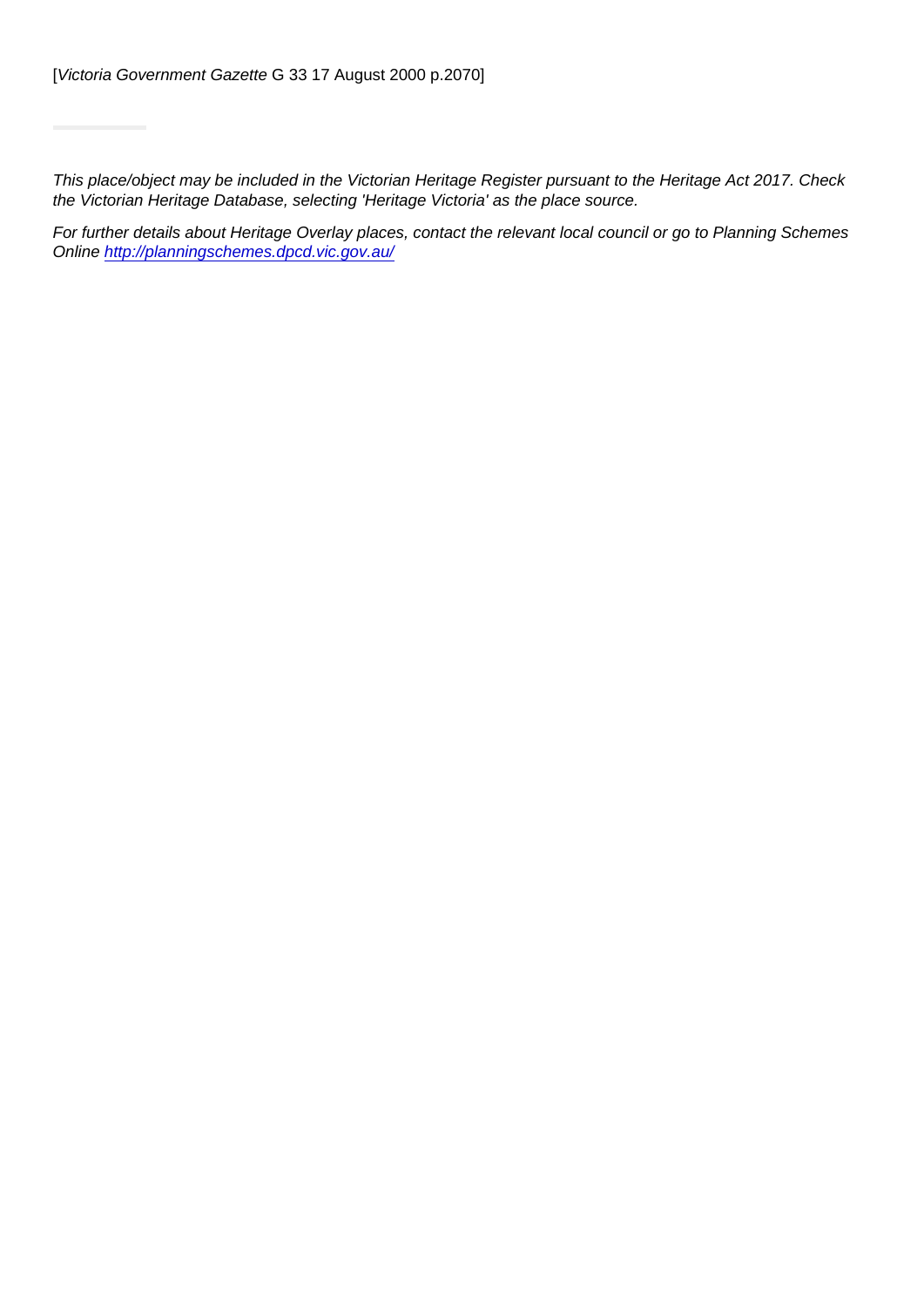[*Victoria Government Gazette* G 33 17 August 2000 p.2070]

*This place/object may be included in the Victorian Heritage Register pursuant to the Heritage Act 2017. Check the Victorian Heritage Database, selecting 'Heritage Victoria' as the place source.*

*For further details about Heritage Overlay places, contact the relevant local council or go to Planning Schemes Online [http://planningschemes.dpcd.vic.gov.au/](http://planningschemes.dpcd.vic.gov.au/)*